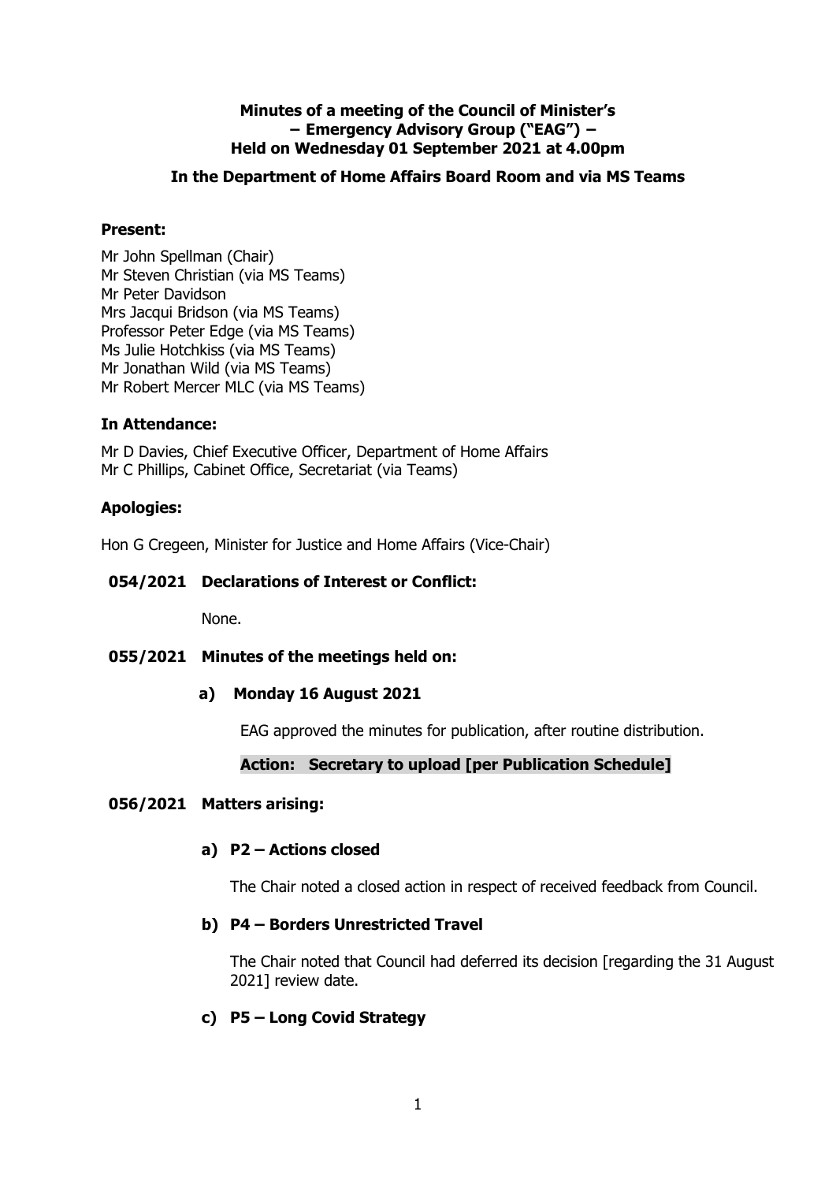**Minutes of a meeting of the Council of Minister's**
**– Emergency Advisory Group ("EAG") –**
**Held on Wednesday 01 September 2021 at 4.00pm**

**In the Department of Home Affairs Board Room and via MS Teams**

**Present:**

Mr John Spellman (Chair)
Mr Steven Christian (via MS Teams)
Mr Peter Davidson
Mrs Jacqui Bridson (via MS Teams)
Professor Peter Edge (via MS Teams)
Ms Julie Hotchkiss (via MS Teams)
Mr Jonathan Wild (via MS Teams)
Mr Robert Mercer MLC (via MS Teams)

**In Attendance:**

Mr D Davies, Chief Executive Officer, Department of Home Affairs
Mr C Phillips, Cabinet Office, Secretariat (via Teams)

**Apologies:**

Hon G Cregeen, Minister for Justice and Home Affairs (Vice-Chair)

**054/2021 Declarations of Interest or Conflict:**

None.

**055/2021 Minutes of the meetings held on:**

**a) Monday 16 August 2021**

EAG approved the minutes for publication, after routine distribution.

**Action: Secretary to upload [per Publication Schedule]**

**056/2021 Matters arising:**

**a) P2 – Actions closed**

The Chair noted a closed action in respect of received feedback from Council.

**b) P4 – Borders Unrestricted Travel**

The Chair noted that Council had deferred its decision [regarding the 31 August 2021] review date.

**c) P5 – Long Covid Strategy**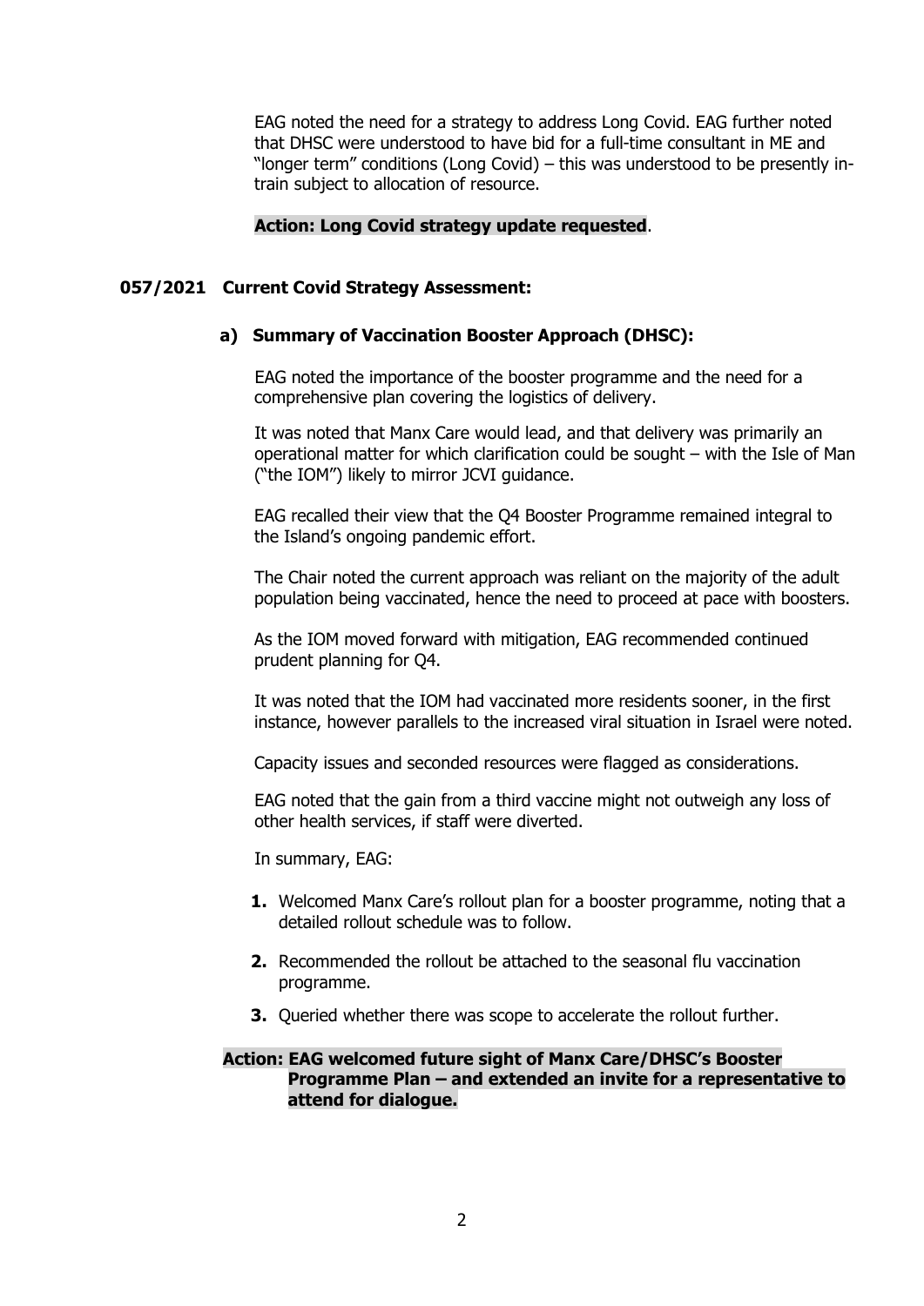EAG noted the need for a strategy to address Long Covid. EAG further noted that DHSC were understood to have bid for a full-time consultant in ME and "longer term" conditions (Long Covid) – this was understood to be presently in-train subject to allocation of resource.

**Action: Long Covid strategy update requested**.

## 057/2021 Current Covid Strategy Assessment:

### a) Summary of Vaccination Booster Approach (DHSC):

EAG noted the importance of the booster programme and the need for a comprehensive plan covering the logistics of delivery.

It was noted that Manx Care would lead, and that delivery was primarily an operational matter for which clarification could be sought – with the Isle of Man ("the IOM") likely to mirror JCVI guidance.

EAG recalled their view that the Q4 Booster Programme remained integral to the Island's ongoing pandemic effort.

The Chair noted the current approach was reliant on the majority of the adult population being vaccinated, hence the need to proceed at pace with boosters.

As the IOM moved forward with mitigation, EAG recommended continued prudent planning for Q4.

It was noted that the IOM had vaccinated more residents sooner, in the first instance, however parallels to the increased viral situation in Israel were noted.

Capacity issues and seconded resources were flagged as considerations.

EAG noted that the gain from a third vaccine might not outweigh any loss of other health services, if staff were diverted.

In summary, EAG:

1. Welcomed Manx Care's rollout plan for a booster programme, noting that a detailed rollout schedule was to follow.
2. Recommended the rollout be attached to the seasonal flu vaccination programme.
3. Queried whether there was scope to accelerate the rollout further.

**Action: EAG welcomed future sight of Manx Care/DHSC's Booster Programme Plan – and extended an invite for a representative to attend for dialogue.**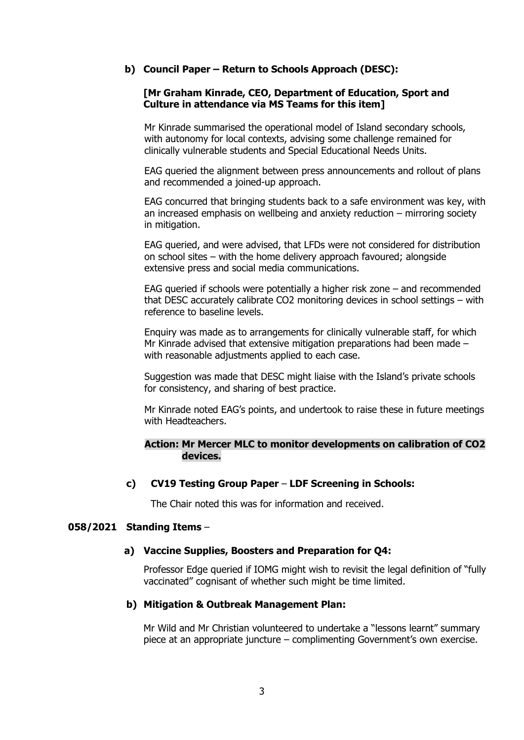**b) Council Paper – Return to Schools Approach (DESC):**

**[Mr Graham Kinrade, CEO, Department of Education, Sport and Culture in attendance via MS Teams for this item]**

Mr Kinrade summarised the operational model of Island secondary schools, with autonomy for local contexts, advising some challenge remained for clinically vulnerable students and Special Educational Needs Units.

EAG queried the alignment between press announcements and rollout of plans and recommended a joined-up approach.

EAG concurred that bringing students back to a safe environment was key, with an increased emphasis on wellbeing and anxiety reduction – mirroring society in mitigation.

EAG queried, and were advised, that LFDs were not considered for distribution on school sites – with the home delivery approach favoured; alongside extensive press and social media communications.

EAG queried if schools were potentially a higher risk zone – and recommended that DESC accurately calibrate $CO_2$ monitoring devices in school settings – with reference to baseline levels.

Enquiry was made as to arrangements for clinically vulnerable staff, for which Mr Kinrade advised that extensive mitigation preparations had been made – with reasonable adjustments applied to each case.

Suggestion was made that DESC might liaise with the Island's private schools for consistency, and sharing of best practice.

Mr Kinrade noted EAG's points, and undertook to raise these in future meetings with Headteachers.

**Action: Mr Mercer MLC to monitor developments on calibration of $CO_2$ devices.**

**c) CV19 Testing Group Paper – LDF Screening in Schools:**

The Chair noted this was for information and received.

**058/2021 Standing Items –**

**a) Vaccine Supplies, Boosters and Preparation for Q4:**

Professor Edge queried if IOMG might wish to revisit the legal definition of "fully vaccinated" cognisant of whether such might be time limited.

**b) Mitigation & Outbreak Management Plan:**

Mr Wild and Mr Christian volunteered to undertake a "lessons learnt" summary piece at an appropriate juncture – complimenting Government's own exercise.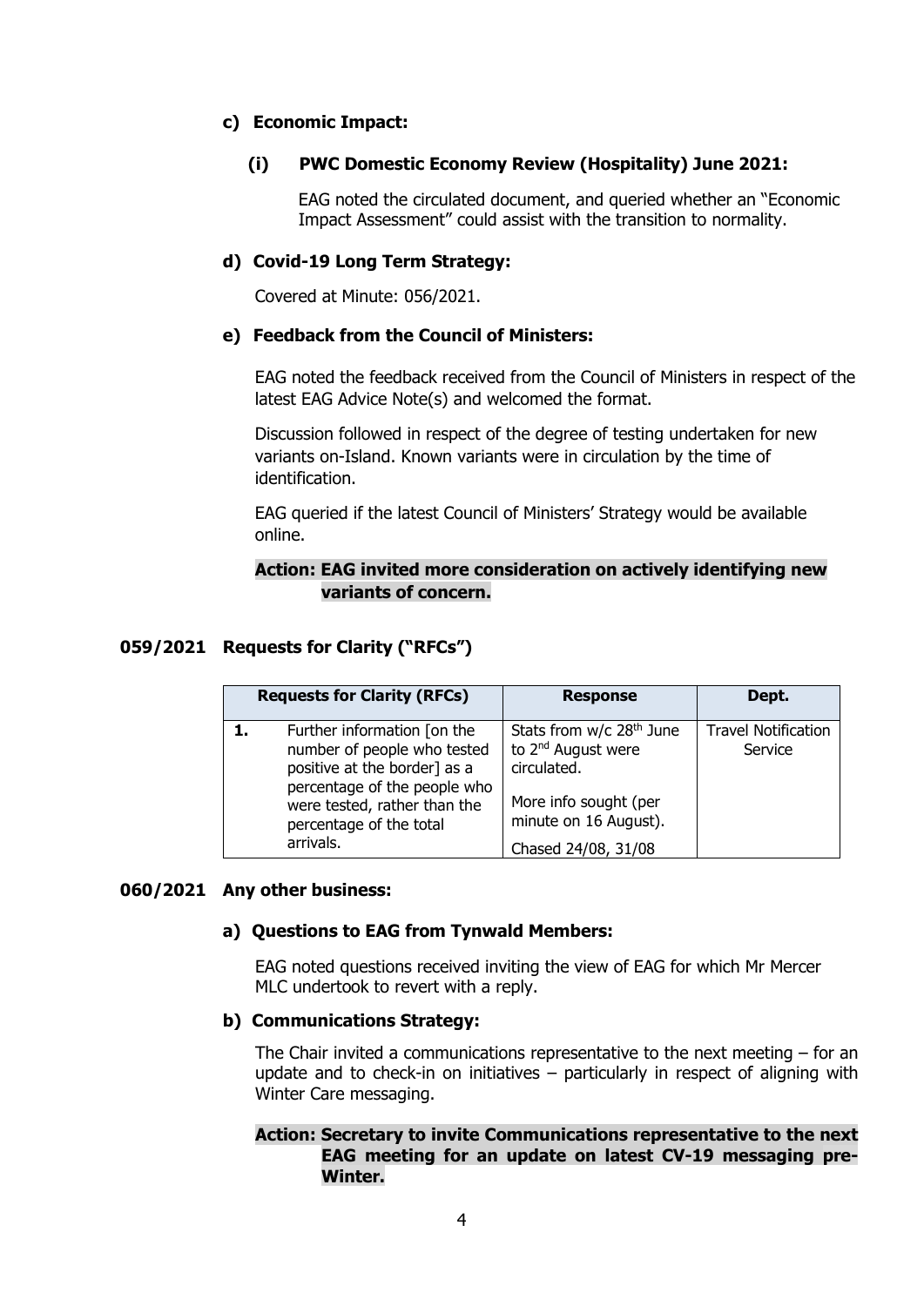**c) Economic Impact:**

**(i) PWC Domestic Economy Review (Hospitality) June 2021:**

EAG noted the circulated document, and queried whether an "Economic Impact Assessment" could assist with the transition to normality.

**d) Covid-19 Long Term Strategy:**

Covered at Minute: 056/2021.

**e) Feedback from the Council of Ministers:**

EAG noted the feedback received from the Council of Ministers in respect of the latest EAG Advice Note(s) and welcomed the format.

Discussion followed in respect of the degree of testing undertaken for new variants on-Island. Known variants were in circulation by the time of identification.

EAG queried if the latest Council of Ministers' Strategy would be available online.

**Action: EAG invited more consideration on actively identifying new variants of concern.**

## 059/2021 Requests for Clarity ("RFCs")

| Requests for Clarity (RFCs) | | Response | Dept. |
|---|---|---|---|
| **1.** | Further information [on the number of people who tested positive at the border] as a percentage of the people who were tested, rather than the percentage of the total arrivals. | Stats from w/c 28th June to 2nd August were circulated.<br><br>More info sought (per minute on 16 August).<br><br>Chased 24/08, 31/08 | Travel Notification Service |

## 060/2021 Any other business:

**a) Questions to EAG from Tynwald Members:**

EAG noted questions received inviting the view of EAG for which Mr Mercer MLC undertook to revert with a reply.

**b) Communications Strategy:**

The Chair invited a communications representative to the next meeting – for an update and to check-in on initiatives – particularly in respect of aligning with Winter Care messaging.

**Action: Secretary to invite Communications representative to the next EAG meeting for an update on latest CV-19 messaging pre-Winter.**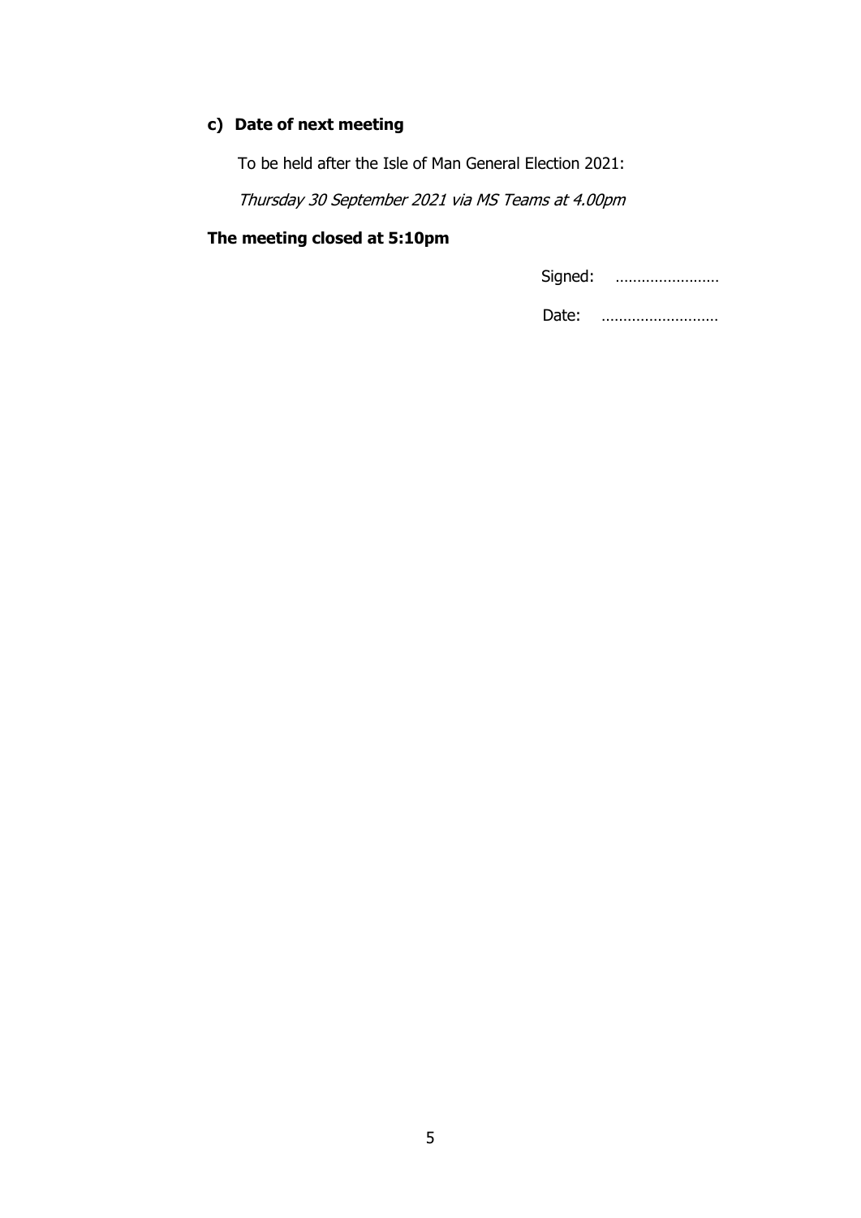**c) Date of next meeting**

To be held after the Isle of Man General Election 2021:

*Thursday 30 September 2021 via MS Teams at 4.00pm*

**The meeting closed at 5:10pm**

Signed: ……………………

Date: ………………………